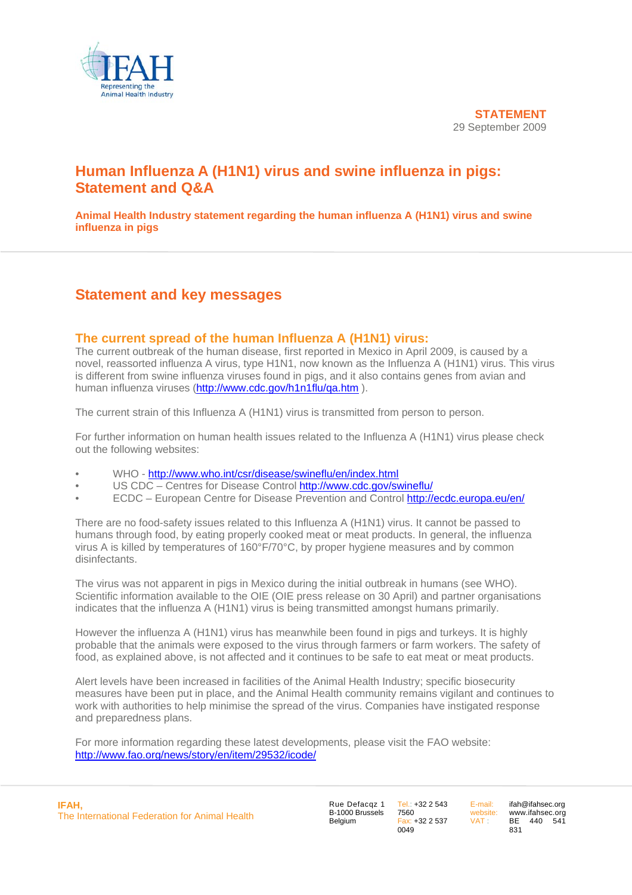IFAH
Representing the Animal Health Industry

**STATEMENT**
29 September 2009

# Human Influenza A (H1N1) virus and swine influenza in pigs: Statement and Q&A

**Animal Health Industry statement regarding the human influenza A (H1N1) virus and swine influenza in pigs**

## Statement and key messages

### The current spread of the human Influenza A (H1N1) virus:

The current outbreak of the human disease, first reported in Mexico in April 2009, is caused by a novel, reassorted influenza A virus, type H1N1, now known as the Influenza A (H1N1) virus. This virus is different from swine influenza viruses found in pigs, and it also contains genes from avian and human influenza viruses (http://www.cdc.gov/h1n1flu/qa.htm ).

The current strain of this Influenza A (H1N1) virus is transmitted from person to person.

For further information on human health issues related to the Influenza A (H1N1) virus please check out the following websites:

- WHO - http://www.who.int/csr/disease/swineflu/en/index.html
- US CDC – Centres for Disease Control http://www.cdc.gov/swineflu/
- ECDC – European Centre for Disease Prevention and Control http://ecdc.europa.eu/en/

There are no food-safety issues related to this Influenza A (H1N1) virus. It cannot be passed to humans through food, by eating properly cooked meat or meat products. In general, the influenza virus A is killed by temperatures of 160°F/70°C, by proper hygiene measures and by common disinfectants.

The virus was not apparent in pigs in Mexico during the initial outbreak in humans (see WHO). Scientific information available to the OIE (OIE press release on 30 April) and partner organisations indicates that the influenza A (H1N1) virus is being transmitted amongst humans primarily.

However the influenza A (H1N1) virus has meanwhile been found in pigs and turkeys. It is highly probable that the animals were exposed to the virus through farmers or farm workers. The safety of food, as explained above, is not affected and it continues to be safe to eat meat or meat products.

Alert levels have been increased in facilities of the Animal Health Industry; specific biosecurity measures have been put in place, and the Animal Health community remains vigilant and continues to work with authorities to help minimise the spread of the virus. Companies have instigated response and preparedness plans.

For more information regarding these latest developments, please visit the FAO website: http://www.fao.org/news/story/en/item/29532/icode/

**IFAH,**
The International Federation for Animal Health

Rue Defacqz 1
B-1000 Brussels
Belgium

Tel.: +32 2 543 7560
Fax: +32 2 537 0049

E-mail: ifah@ifahsec.org
website: www.ifahsec.org
VAT : BE 440 541 831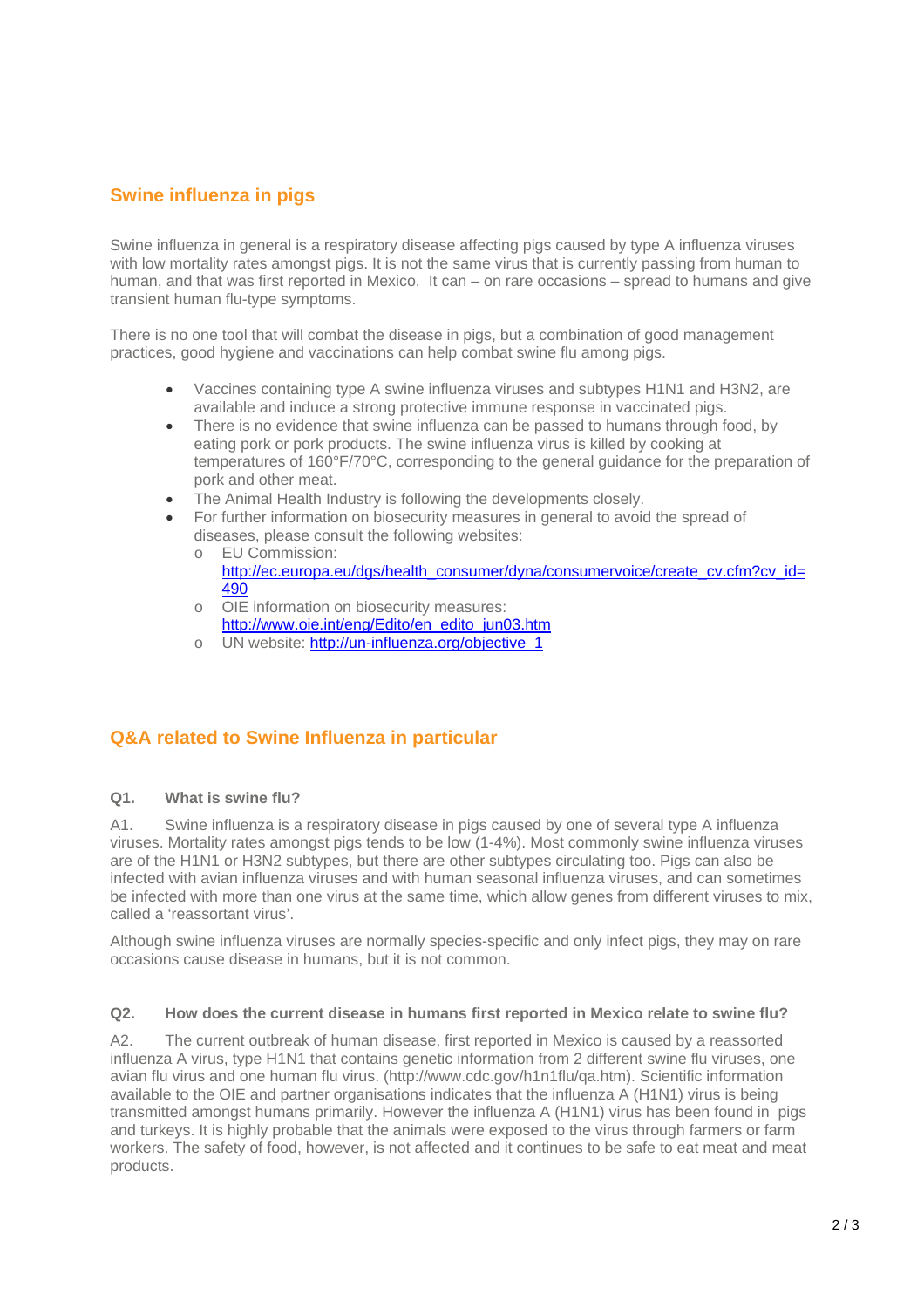## Swine influenza in pigs

Swine influenza in general is a respiratory disease affecting pigs caused by type A influenza viruses with low mortality rates amongst pigs. It is not the same virus that is currently passing from human to human, and that was first reported in Mexico. It can – on rare occasions – spread to humans and give transient human flu-type symptoms.

There is no one tool that will combat the disease in pigs, but a combination of good management practices, good hygiene and vaccinations can help combat swine flu among pigs.

- Vaccines containing type A swine influenza viruses and subtypes H1N1 and H3N2, are available and induce a strong protective immune response in vaccinated pigs.
- There is no evidence that swine influenza can be passed to humans through food, by eating pork or pork products. The swine influenza virus is killed by cooking at temperatures of 160°F/70°C, corresponding to the general guidance for the preparation of pork and other meat.
- The Animal Health Industry is following the developments closely.
- For further information on biosecurity measures in general to avoid the spread of diseases, please consult the following websites:
  - EU Commission: http://ec.europa.eu/dgs/health_consumer/dyna/consumervoice/create_cv.cfm?cv_id=490
  - OIE information on biosecurity measures: http://www.oie.int/eng/Edito/en_edito_jun03.htm
  - UN website: http://un-influenza.org/objective_1

## Q&A related to Swine Influenza in particular

**Q1. What is swine flu?**

A1. Swine influenza is a respiratory disease in pigs caused by one of several type A influenza viruses. Mortality rates amongst pigs tends to be low (1-4%). Most commonly swine influenza viruses are of the H1N1 or H3N2 subtypes, but there are other subtypes circulating too. Pigs can also be infected with avian influenza viruses and with human seasonal influenza viruses, and can sometimes be infected with more than one virus at the same time, which allow genes from different viruses to mix, called a 'reassortant virus'.

Although swine influenza viruses are normally species-specific and only infect pigs, they may on rare occasions cause disease in humans, but it is not common.

**Q2. How does the current disease in humans first reported in Mexico relate to swine flu?**

A2. The current outbreak of human disease, first reported in Mexico is caused by a reassorted influenza A virus, type H1N1 that contains genetic information from 2 different swine flu viruses, one avian flu virus and one human flu virus. (http://www.cdc.gov/h1n1flu/qa.htm). Scientific information available to the OIE and partner organisations indicates that the influenza A (H1N1) virus is being transmitted amongst humans primarily. However the influenza A (H1N1) virus has been found in pigs and turkeys. It is highly probable that the animals were exposed to the virus through farmers or farm workers. The safety of food, however, is not affected and it continues to be safe to eat meat and meat products.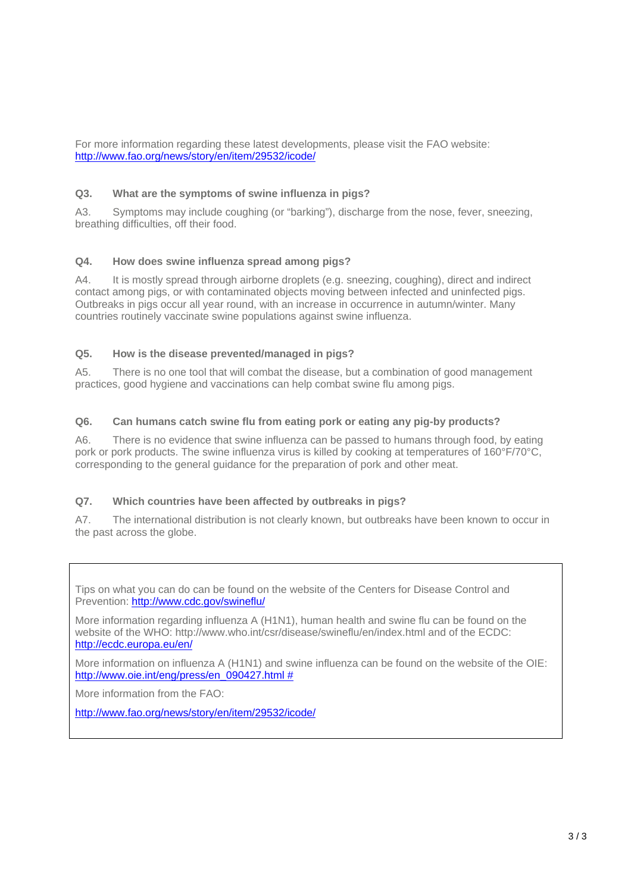For more information regarding these latest developments, please visit the FAO website: [http://www.fao.org/news/story/en/item/29532/icode/](http://www.fao.org/news/story/en/item/29532/icode/)

### Q3. What are the symptoms of swine influenza in pigs?

A3. Symptoms may include coughing (or "barking"), discharge from the nose, fever, sneezing, breathing difficulties, off their food.

### Q4. How does swine influenza spread among pigs?

A4. It is mostly spread through airborne droplets (e.g. sneezing, coughing), direct and indirect contact among pigs, or with contaminated objects moving between infected and uninfected pigs. Outbreaks in pigs occur all year round, with an increase in occurrence in autumn/winter. Many countries routinely vaccinate swine populations against swine influenza.

### Q5. How is the disease prevented/managed in pigs?

A5. There is no one tool that will combat the disease, but a combination of good management practices, good hygiene and vaccinations can help combat swine flu among pigs.

### Q6. Can humans catch swine flu from eating pork or eating any pig-by products?

A6. There is no evidence that swine influenza can be passed to humans through food, by eating pork or pork products. The swine influenza virus is killed by cooking at temperatures of 160°F/70°C, corresponding to the general guidance for the preparation of pork and other meat.

### Q7. Which countries have been affected by outbreaks in pigs?

A7. The international distribution is not clearly known, but outbreaks have been known to occur in the past across the globe.

---

Tips on what you can do can be found on the website of the Centers for Disease Control and Prevention: [http://www.cdc.gov/swineflu/](http://www.cdc.gov/swineflu/)

More information regarding influenza A (H1N1), human health and swine flu can be found on the website of the WHO: http://www.who.int/csr/disease/swineflu/en/index.html and of the ECDC: [http://ecdc.europa.eu/en/](http://ecdc.europa.eu/en/)

More information on influenza A (H1N1) and swine influenza can be found on the website of the OIE: [http://www.oie.int/eng/press/en_090427.html #](http://www.oie.int/eng/press/en_090427.html)

More information from the FAO:

[http://www.fao.org/news/story/en/item/29532/icode/](http://www.fao.org/news/story/en/item/29532/icode/)